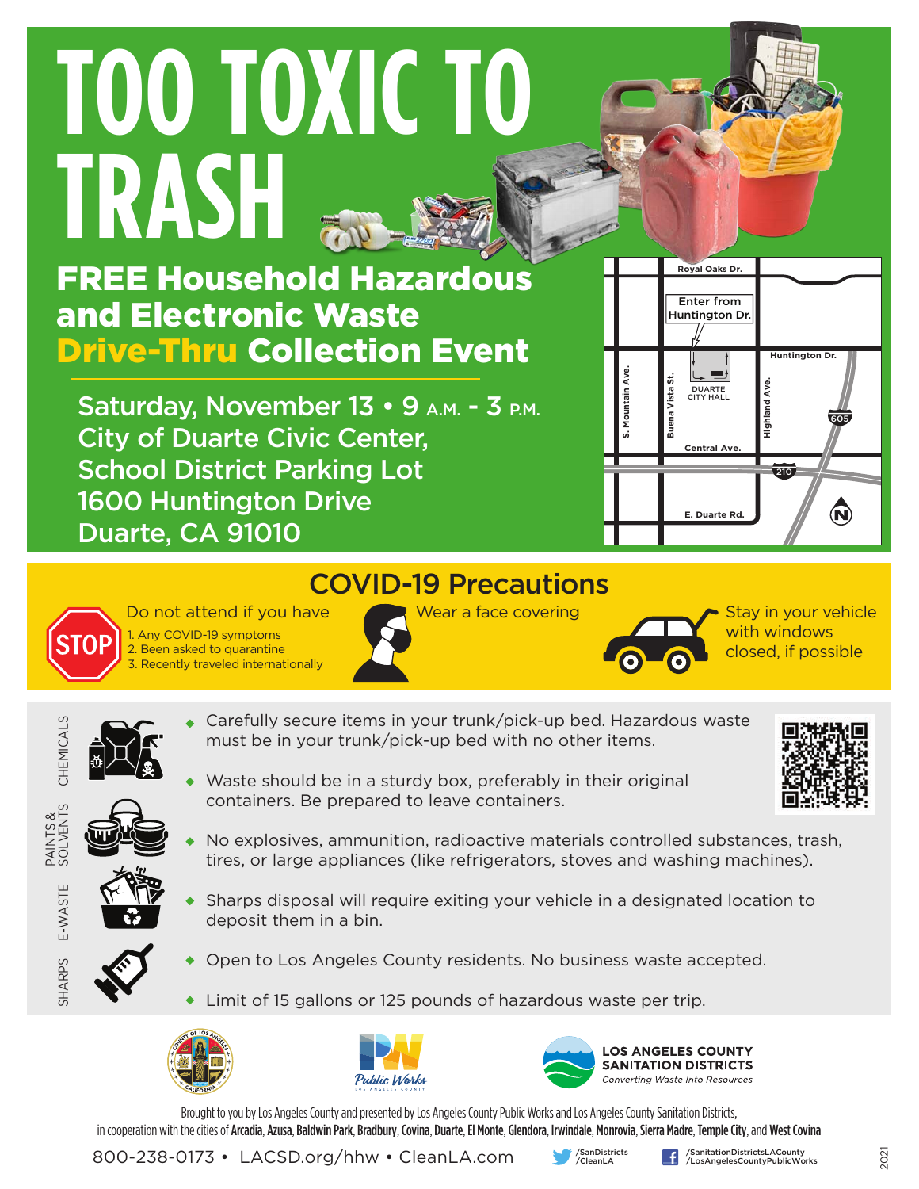# TOO TOXIC TO TRASH

## FREE Household Hazardous and Electronic Waste Drive-Thru Collection Event

**Saturday, November 13 • 9 A.M. - 3 P.M.**
**City of Duarte Civic Center,**
**School District Parking Lot**
**1600 Huntington Drive**
**Duarte, CA 91010**

Royal Oaks Dr.
Enter from Huntington Dr.
Huntington Dr.
S. Mountain Ave.
Buena Vista St.
DUARTE CITY HALL
Highland Ave.
605
Central Ave.
210
E. Duarte Rd.
N

## COVID-19 Precautions

STOP

Do not attend if you have
1. Any COVID-19 symptoms
2. Been asked to quarantine
3. Recently traveled internationally

Wear a face covering

Stay in your vehicle with windows closed, if possible

CHEMICALS

PAINTS & SOLVENTS

E-WASTE

SHARPS

- Carefully secure items in your trunk/pick-up bed. Hazardous waste must be in your trunk/pick-up bed with no other items.
- Waste should be in a sturdy box, preferably in their original containers. Be prepared to leave containers.
- No explosives, ammunition, radioactive materials controlled substances, trash, tires, or large appliances (like refrigerators, stoves and washing machines).
- Sharps disposal will require exiting your vehicle in a designated location to deposit them in a bin.
- Open to Los Angeles County residents. No business waste accepted.
- Limit of 15 gallons or 125 pounds of hazardous waste per trip.

Public Works
LOS ANGELES COUNTY

LOS ANGELES COUNTY SANITATION DISTRICTS
*Converting Waste Into Resources*

Brought to you by Los Angeles County and presented by Los Angeles County Public Works and Los Angeles County Sanitation Districts, in cooperation with the cities of **Arcadia**, **Azusa**, **Baldwin Park**, **Bradbury**, **Covina**, **Duarte**, **El Monte**, **Glendora**, **Irwindale**, **Monrovia**, **Sierra Madre**, **Temple City**, and **West Covina**

800-238-0173 • LACSD.org/hhw • CleanLA.com

/SanDistricts
/CleanLA

/SanitationDistrictsLACounty
/LosAngelesCountyPublicWorks

2021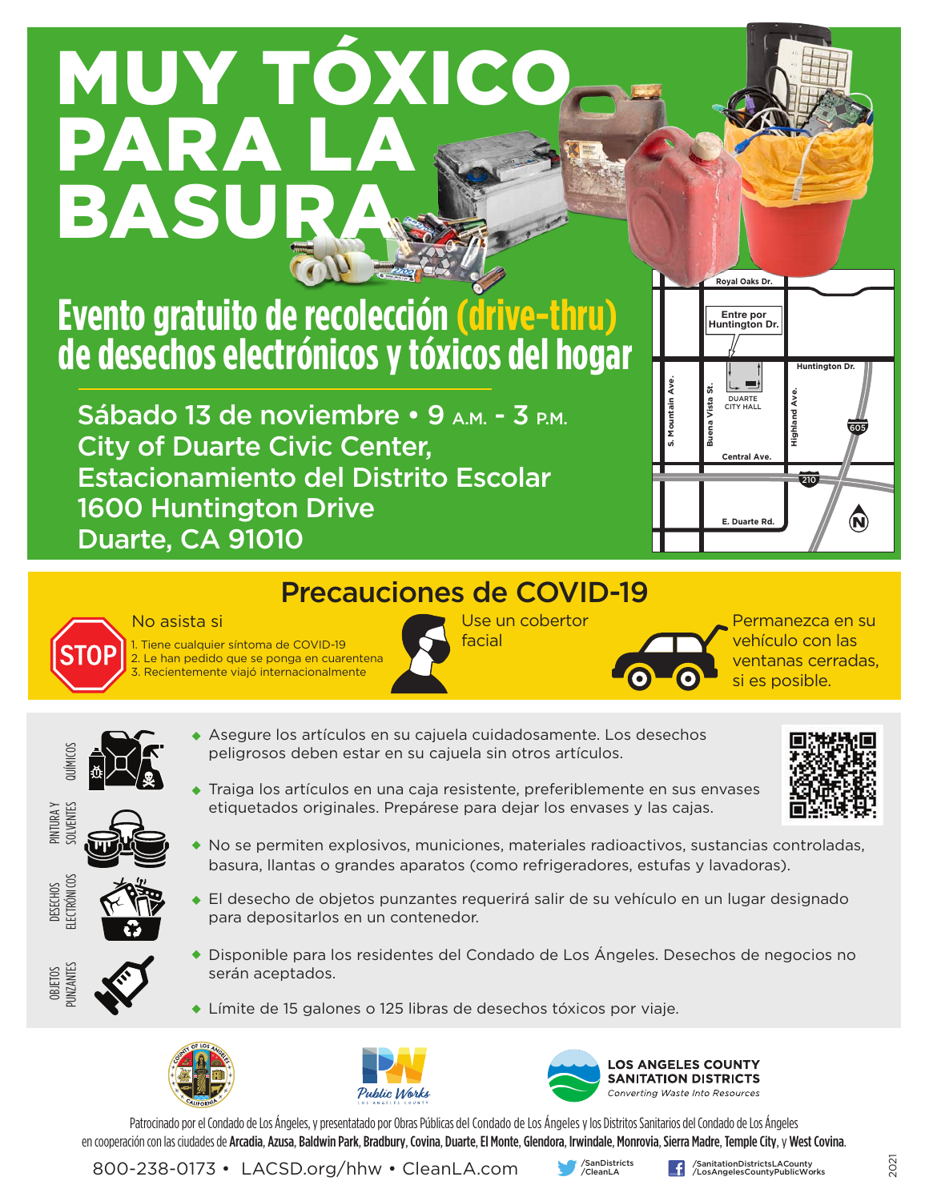# MUY TÓXICO PARA LA BASURA

## Evento gratuito de recolección (drive-thru) de desechos electrónicos y tóxicos del hogar

**Sábado 13 de noviembre • 9 A.M. - 3 P.M.**
**City of Duarte Civic Center,**
**Estacionamiento del Distrito Escolar**
**1600 Huntington Drive**
**Duarte, CA 91010**

Royal Oaks Dr.
Entre por Huntington Dr.
Huntington Dr.
S. Mountain Ave.
Buena Vista St.
DUARTE CITY HALL
Highland Ave.
605
Central Ave.
210
E. Duarte Rd.
N

## Precauciones de COVID-19

STOP

No asista si

1. Tiene cualquier síntoma de COVID-19
2. Le han pedido que se ponga en cuarentena
3. Recientemente viajó internacionalmente

Use un cobertor facial

Permanezca en su vehículo con las ventanas cerradas, si es posible.

QUÍMICOS

PINTURA Y SOLVENTES

DESECHOS ELECTRÓNICOS

OBJETOS PUNZANTES

- Asegure los artículos en su cajuela cuidadosamente. Los desechos peligrosos deben estar en su cajuela sin otros artículos.
- Traiga los artículos en una caja resistente, preferiblemente en sus envases etiquetados originales. Prepárese para dejar los envases y las cajas.
- No se permiten explosivos, municiones, materiales radioactivos, sustancias controladas, basura, llantas o grandes aparatos (como refrigeradores, estufas y lavadoras).
- El desecho de objetos punzantes requerirá salir de su vehículo en un lugar designado para depositarlos en un contenedor.
- Disponible para los residentes del Condado de Los Ángeles. Desechos de negocios no serán aceptados.
- Límite de 15 galones o 125 libras de desechos tóxicos por viaje.

Public Works LOS ANGELES COUNTY

LOS ANGELES COUNTY SANITATION DISTRICTS
*Converting Waste Into Resources*

Patrocinado por el Condado de Los Ángeles, y presentatado por Obras Públicas del Condado de Los Ángeles y los Distritos Sanitarios del Condado de Los Ángeles en cooperación con las ciudades de **Arcadia**, **Azusa**, **Baldwin Park**, **Bradbury**, **Covina**, **Duarte**, **El Monte**, **Glendora**, **Irwindale**, **Monrovia**, **Sierra Madre**, **Temple City**, y **West Covina**.

800-238-0173 • LACSD.org/hhw • CleanLA.com

/SanDistricts /CleanLA

/SanitationDistrictsLACounty /LosAngelesCountyPublicWorks

2021